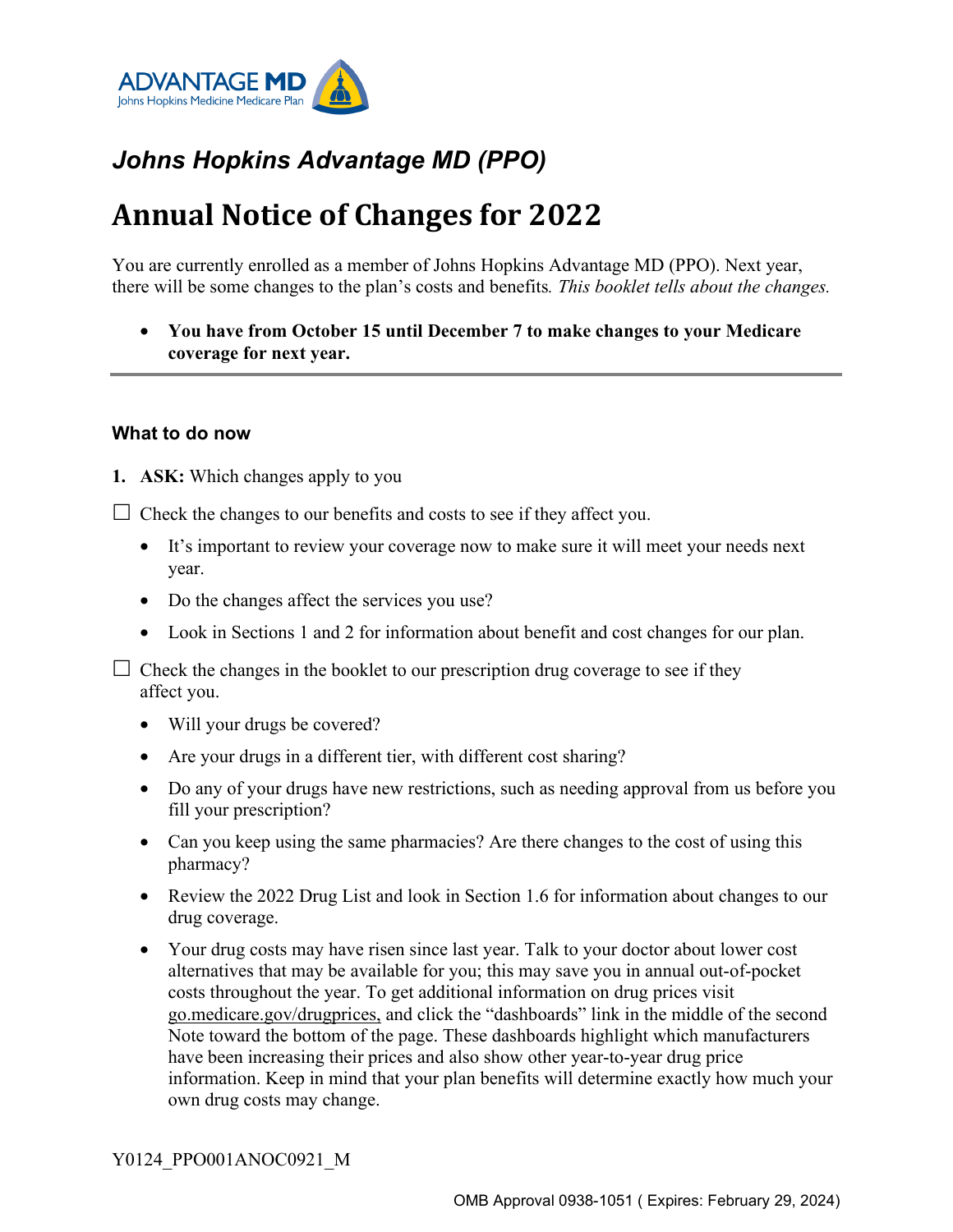ADVANTAGE MD
Johns Hopkins Medicine Medicare Plan

## *Johns Hopkins Advantage MD (PPO)*

# Annual Notice of Changes for 2022

You are currently enrolled as a member of Johns Hopkins Advantage MD (PPO). Next year, there will be some changes to the plan's costs and benefits. *This booklet tells about the changes.*

- **You have from October 15 until December 7 to make changes to your Medicare coverage for next year.**

---

### What to do now

**1. ASK:** Which changes apply to you

☐ Check the changes to our benefits and costs to see if they affect you.

- It's important to review your coverage now to make sure it will meet your needs next year.
- Do the changes affect the services you use?
- Look in Sections 1 and 2 for information about benefit and cost changes for our plan.

☐ Check the changes in the booklet to our prescription drug coverage to see if they affect you.

- Will your drugs be covered?
- Are your drugs in a different tier, with different cost sharing?
- Do any of your drugs have new restrictions, such as needing approval from us before you fill your prescription?
- Can you keep using the same pharmacies? Are there changes to the cost of using this pharmacy?
- Review the 2022 Drug List and look in Section 1.6 for information about changes to our drug coverage.
- Your drug costs may have risen since last year. Talk to your doctor about lower cost alternatives that may be available for you; this may save you in annual out-of-pocket costs throughout the year. To get additional information on drug prices visit go.medicare.gov/drugprices, and click the "dashboards" link in the middle of the second Note toward the bottom of the page. These dashboards highlight which manufacturers have been increasing their prices and also show other year-to-year drug price information. Keep in mind that your plan benefits will determine exactly how much your own drug costs may change.

Y0124_PPO001ANOC0921_M

OMB Approval 0938-1051 ( Expires: February 29, 2024)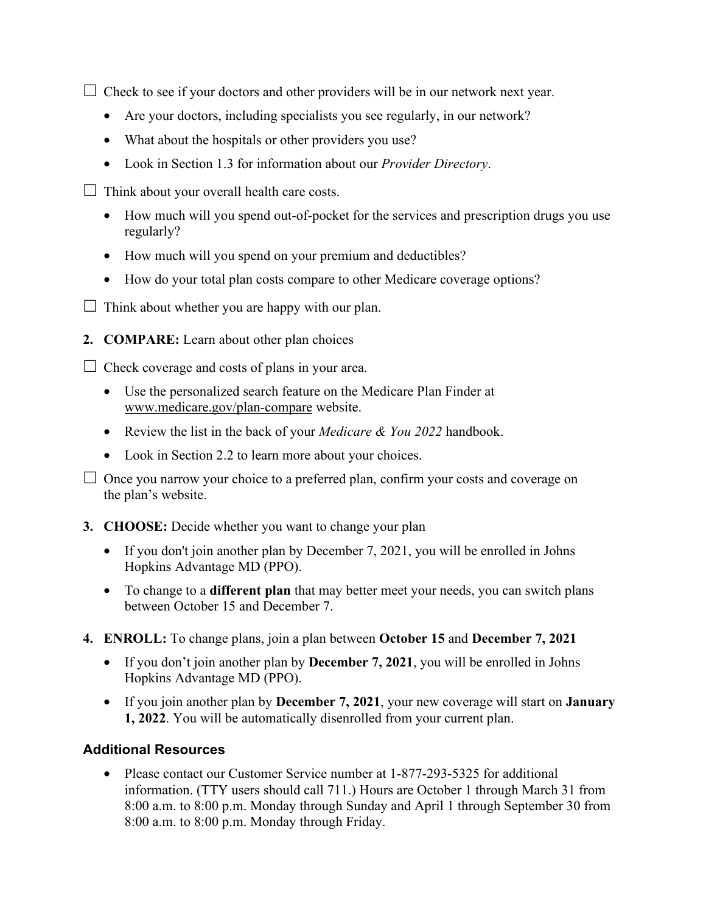☐ Check to see if your doctors and other providers will be in our network next year.

- Are your doctors, including specialists you see regularly, in our network?
- What about the hospitals or other providers you use?
- Look in Section 1.3 for information about our *Provider Directory*.

☐ Think about your overall health care costs.

- How much will you spend out-of-pocket for the services and prescription drugs you use regularly?
- How much will you spend on your premium and deductibles?
- How do your total plan costs compare to other Medicare coverage options?

☐ Think about whether you are happy with our plan.

2. **COMPARE:** Learn about other plan choices

☐ Check coverage and costs of plans in your area.

- Use the personalized search feature on the Medicare Plan Finder at www.medicare.gov/plan-compare website.
- Review the list in the back of your *Medicare & You 2022* handbook.
- Look in Section 2.2 to learn more about your choices.

☐ Once you narrow your choice to a preferred plan, confirm your costs and coverage on the plan's website.

3. **CHOOSE:** Decide whether you want to change your plan

- If you don't join another plan by December 7, 2021, you will be enrolled in Johns Hopkins Advantage MD (PPO).
- To change to a **different plan** that may better meet your needs, you can switch plans between October 15 and December 7.

4. **ENROLL:** To change plans, join a plan between **October 15** and **December 7, 2021**

- If you don't join another plan by **December 7, 2021**, you will be enrolled in Johns Hopkins Advantage MD (PPO).
- If you join another plan by **December 7, 2021**, your new coverage will start on **January 1, 2022**. You will be automatically disenrolled from your current plan.

### Additional Resources

- Please contact our Customer Service number at 1-877-293-5325 for additional information. (TTY users should call 711.) Hours are October 1 through March 31 from 8:00 a.m. to 8:00 p.m. Monday through Sunday and April 1 through September 30 from 8:00 a.m. to 8:00 p.m. Monday through Friday.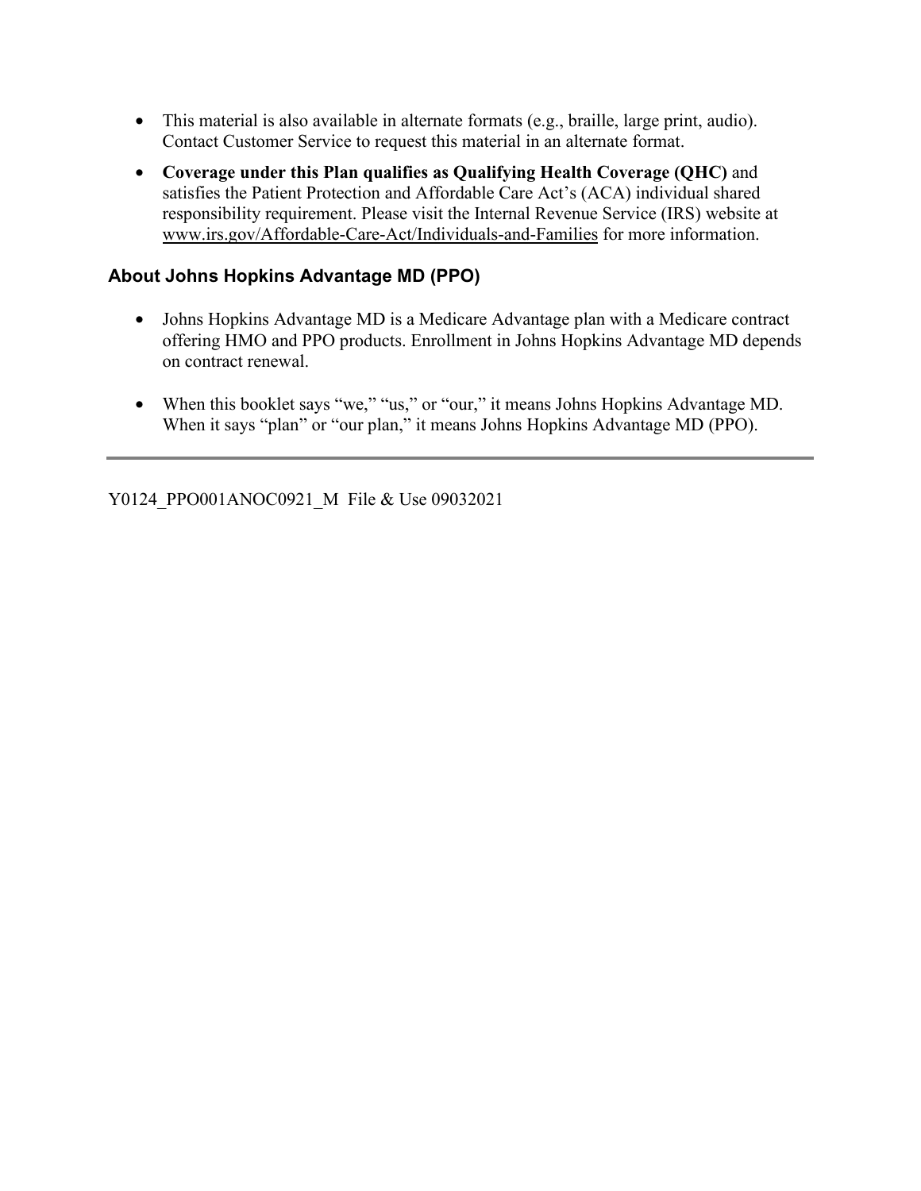- This material is also available in alternate formats (e.g., braille, large print, audio). Contact Customer Service to request this material in an alternate format.
- **Coverage under this Plan qualifies as Qualifying Health Coverage (QHC)** and satisfies the Patient Protection and Affordable Care Act's (ACA) individual shared responsibility requirement. Please visit the Internal Revenue Service (IRS) website at www.irs.gov/Affordable-Care-Act/Individuals-and-Families for more information.

### About Johns Hopkins Advantage MD (PPO)

- Johns Hopkins Advantage MD is a Medicare Advantage plan with a Medicare contract offering HMO and PPO products. Enrollment in Johns Hopkins Advantage MD depends on contract renewal.
- When this booklet says "we," "us," or "our," it means Johns Hopkins Advantage MD. When it says "plan" or "our plan," it means Johns Hopkins Advantage MD (PPO).

---

Y0124_PPO001ANOC0921_M File & Use 09032021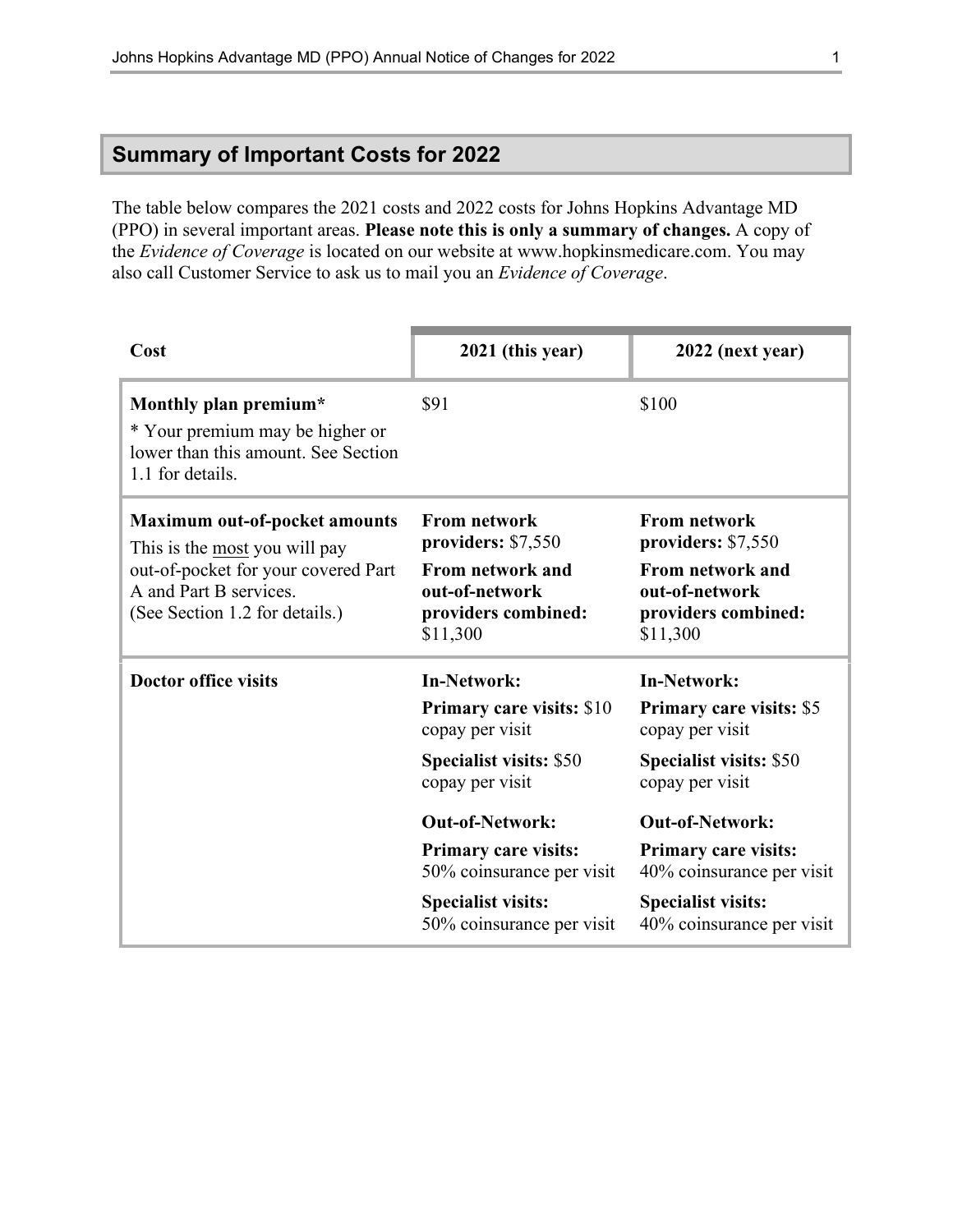## Summary of Important Costs for 2022

The table below compares the 2021 costs and 2022 costs for Johns Hopkins Advantage MD (PPO) in several important areas. **Please note this is only a summary of changes.** A copy of the *Evidence of Coverage* is located on our website at www.hopkinsmedicare.com. You may also call Customer Service to ask us to mail you an *Evidence of Coverage*.

| Cost | 2021 (this year) | 2022 (next year) |
|---|---|---|
| **Monthly plan premium*** <br> * Your premium may be higher or lower than this amount. See Section 1.1 for details. | $91 | $100 |
| **Maximum out-of-pocket amounts** <br> This is the most you will pay out-of-pocket for your covered Part A and Part B services. (See Section 1.2 for details.) | **From network providers:** $7,550 <br> **From network and out-of-network providers combined:** $11,300 | **From network providers:** $7,550 <br> **From network and out-of-network providers combined:** $11,300 |
| **Doctor office visits** | **In-Network:** <br> **Primary care visits:** $10 copay per visit <br> **Specialist visits:** $50 copay per visit <br> **Out-of-Network:** <br> **Primary care visits:** 50% coinsurance per visit <br> **Specialist visits:** 50% coinsurance per visit | **In-Network:** <br> **Primary care visits:** $5 copay per visit <br> **Specialist visits:** $50 copay per visit <br> **Out-of-Network:** <br> **Primary care visits:** 40% coinsurance per visit <br> **Specialist visits:** 40% coinsurance per visit |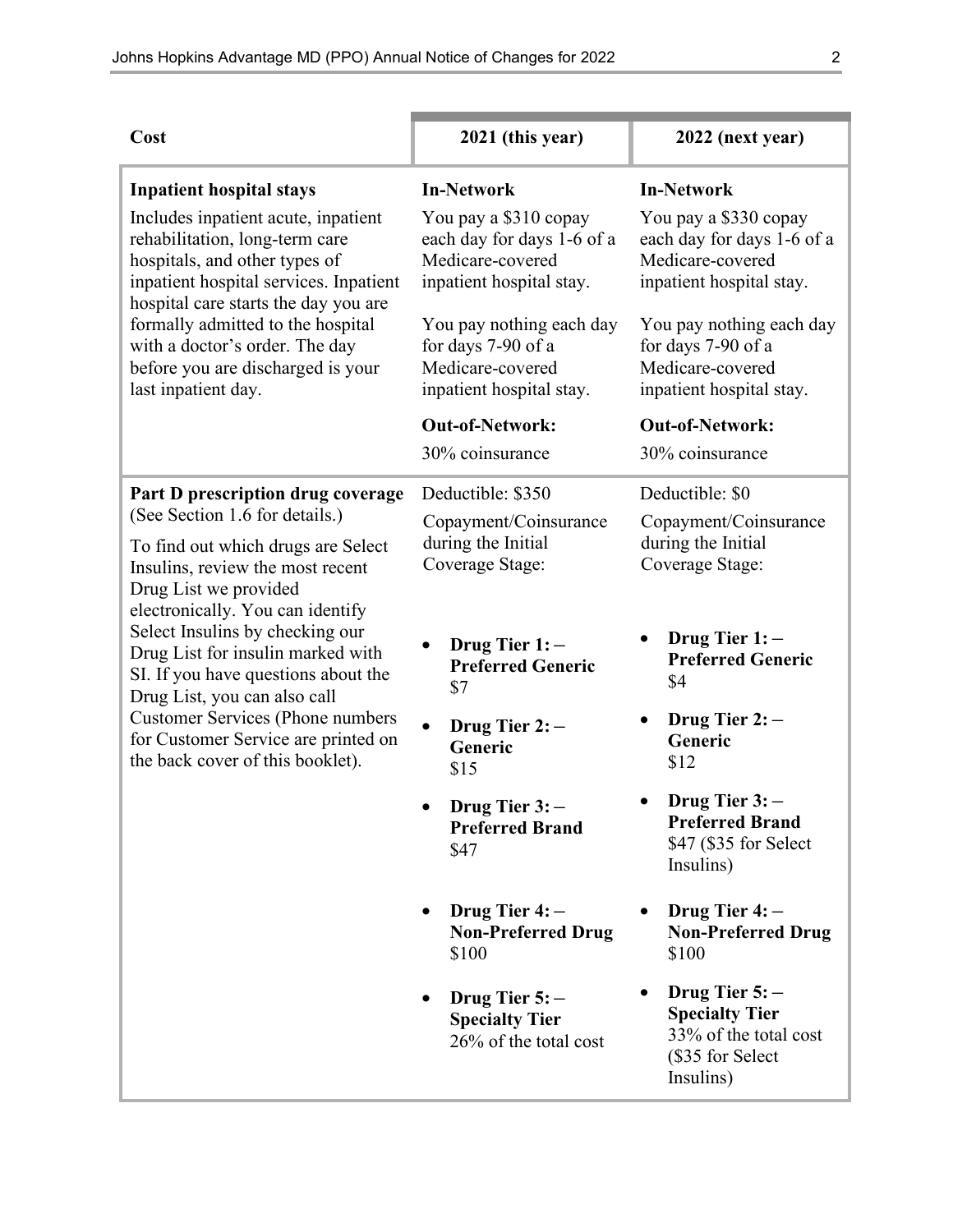| Cost | 2021 (this year) | 2022 (next year) |
|---|---|---|
| **Inpatient hospital stays**<br>Includes inpatient acute, inpatient rehabilitation, long-term care hospitals, and other types of inpatient hospital services. Inpatient hospital care starts the day you are formally admitted to the hospital with a doctor's order. The day before you are discharged is your last inpatient day. | **In-Network**<br>You pay a $310 copay each day for days 1-6 of a Medicare-covered inpatient hospital stay.<br><br>You pay nothing each day for days 7-90 of a Medicare-covered inpatient hospital stay.<br><br>**Out-of-Network:**<br>30% coinsurance | **In-Network**<br>You pay a $330 copay each day for days 1-6 of a Medicare-covered inpatient hospital stay.<br><br>You pay nothing each day for days 7-90 of a Medicare-covered inpatient hospital stay.<br><br>**Out-of-Network:**<br>30% coinsurance |
| **Part D prescription drug coverage**<br>(See Section 1.6 for details.)<br><br>To find out which drugs are Select Insulins, review the most recent Drug List we provided electronically. You can identify Select Insulins by checking our Drug List for insulin marked with SI. If you have questions about the Drug List, you can also call Customer Services (Phone numbers for Customer Service are printed on the back cover of this booklet). | Deductible: $350<br><br>Copayment/Coinsurance during the Initial Coverage Stage:<br><br>• **Drug Tier 1: – Preferred Generic** $7<br>• **Drug Tier 2: – Generic** $15<br>• **Drug Tier 3: – Preferred Brand** $47<br>• **Drug Tier 4: – Non-Preferred Drug** $100<br>• **Drug Tier 5: – Specialty Tier** 26% of the total cost | Deductible: $0<br><br>Copayment/Coinsurance during the Initial Coverage Stage:<br><br>• **Drug Tier 1: – Preferred Generic** $4<br>• **Drug Tier 2: – Generic** $12<br>• **Drug Tier 3: – Preferred Brand** $47 ($35 for Select Insulins)<br>• **Drug Tier 4: – Non-Preferred Drug** $100<br>• **Drug Tier 5: – Specialty Tier** 33% of the total cost ($35 for Select Insulins) |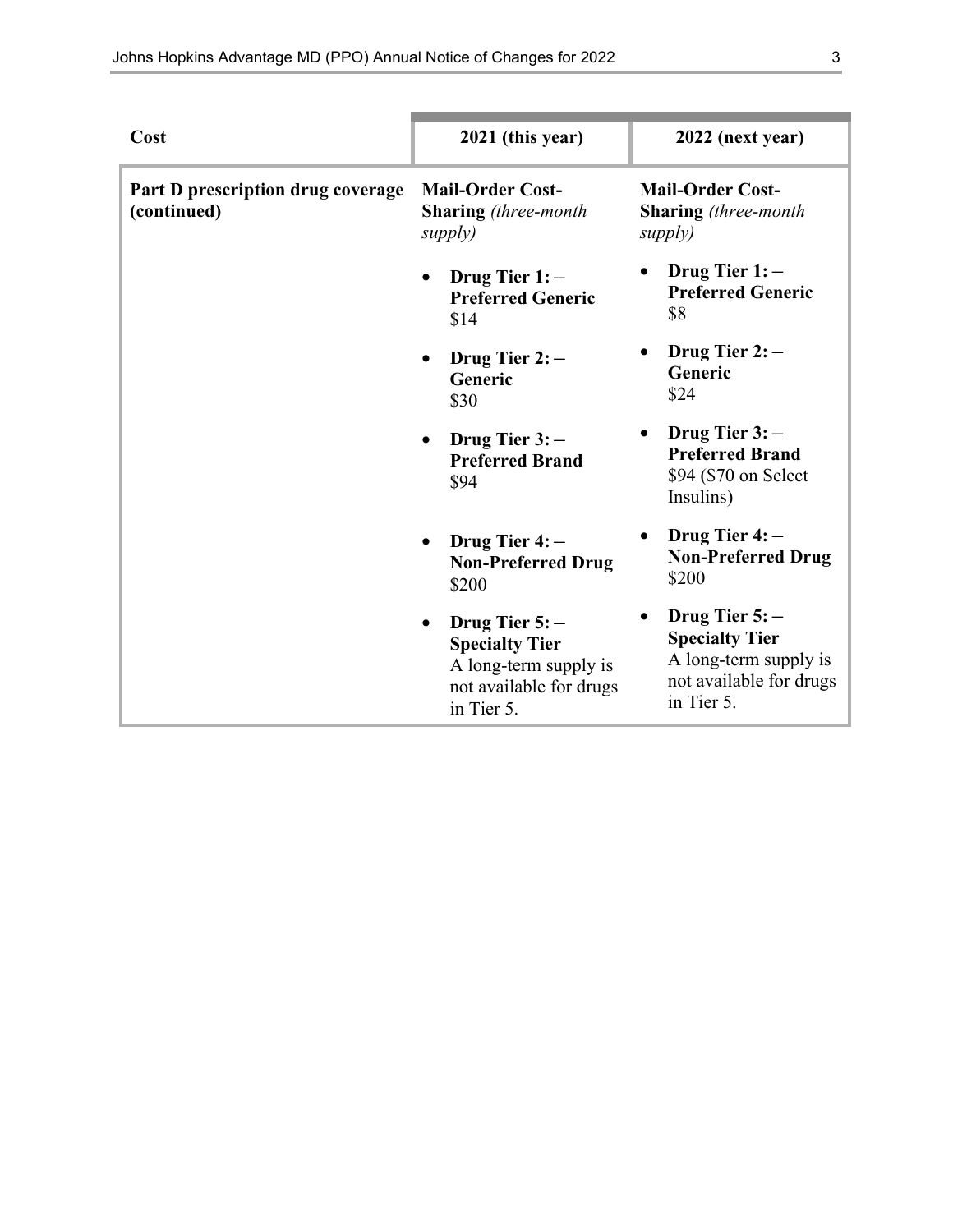| Cost | 2021 (this year) | 2022 (next year) |
|---|---|---|
| **Part D prescription drug coverage (continued)** | **Mail-Order Cost-Sharing** *(three-month supply)*<br><br>• **Drug Tier 1: – Preferred Generic** $14<br><br>• **Drug Tier 2: – Generic** $30<br><br>• **Drug Tier 3: – Preferred Brand** $94<br><br>• **Drug Tier 4: – Non-Preferred Drug** $200<br><br>• **Drug Tier 5: – Specialty Tier** A long-term supply is not available for drugs in Tier 5. | **Mail-Order Cost-Sharing** *(three-month supply)*<br><br>• **Drug Tier 1: – Preferred Generic** $8<br><br>• **Drug Tier 2: – Generic** $24<br><br>• **Drug Tier 3: – Preferred Brand** $94 ($70 on Select Insulins)<br><br>• **Drug Tier 4: – Non-Preferred Drug** $200<br><br>• **Drug Tier 5: – Specialty Tier** A long-term supply is not available for drugs in Tier 5. |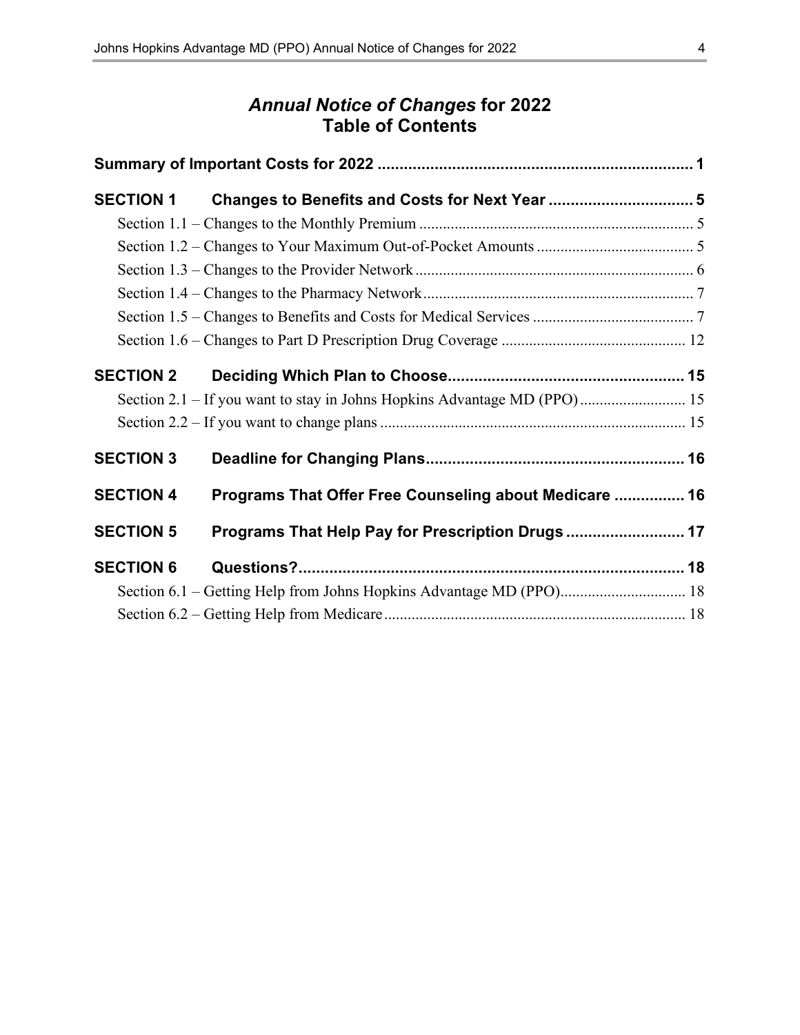# *Annual Notice of Changes* for 2022
# Table of Contents

**Summary of Important Costs for 2022 ........................................................................ 1**

**SECTION 1 Changes to Benefits and Costs for Next Year ................................. 5**

- Section 1.1 – Changes to the Monthly Premium ..................................................................... 5
- Section 1.2 – Changes to Your Maximum Out-of-Pocket Amounts ........................................ 5
- Section 1.3 – Changes to the Provider Network ...................................................................... 6
- Section 1.4 – Changes to the Pharmacy Network .................................................................... 7
- Section 1.5 – Changes to Benefits and Costs for Medical Services ......................................... 7
- Section 1.6 – Changes to Part D Prescription Drug Coverage ............................................... 12

**SECTION 2 Deciding Which Plan to Choose...................................................... 15**

- Section 2.1 – If you want to stay in Johns Hopkins Advantage MD (PPO) ........................... 15
- Section 2.2 – If you want to change plans ............................................................................. 15

**SECTION 3 Deadline for Changing Plans........................................................... 16**

**SECTION 4 Programs That Offer Free Counseling about Medicare ................ 16**

**SECTION 5 Programs That Help Pay for Prescription Drugs ........................... 17**

**SECTION 6 Questions?........................................................................................ 18**

- Section 6.1 – Getting Help from Johns Hopkins Advantage MD (PPO)................................ 18
- Section 6.2 – Getting Help from Medicare............................................................................. 18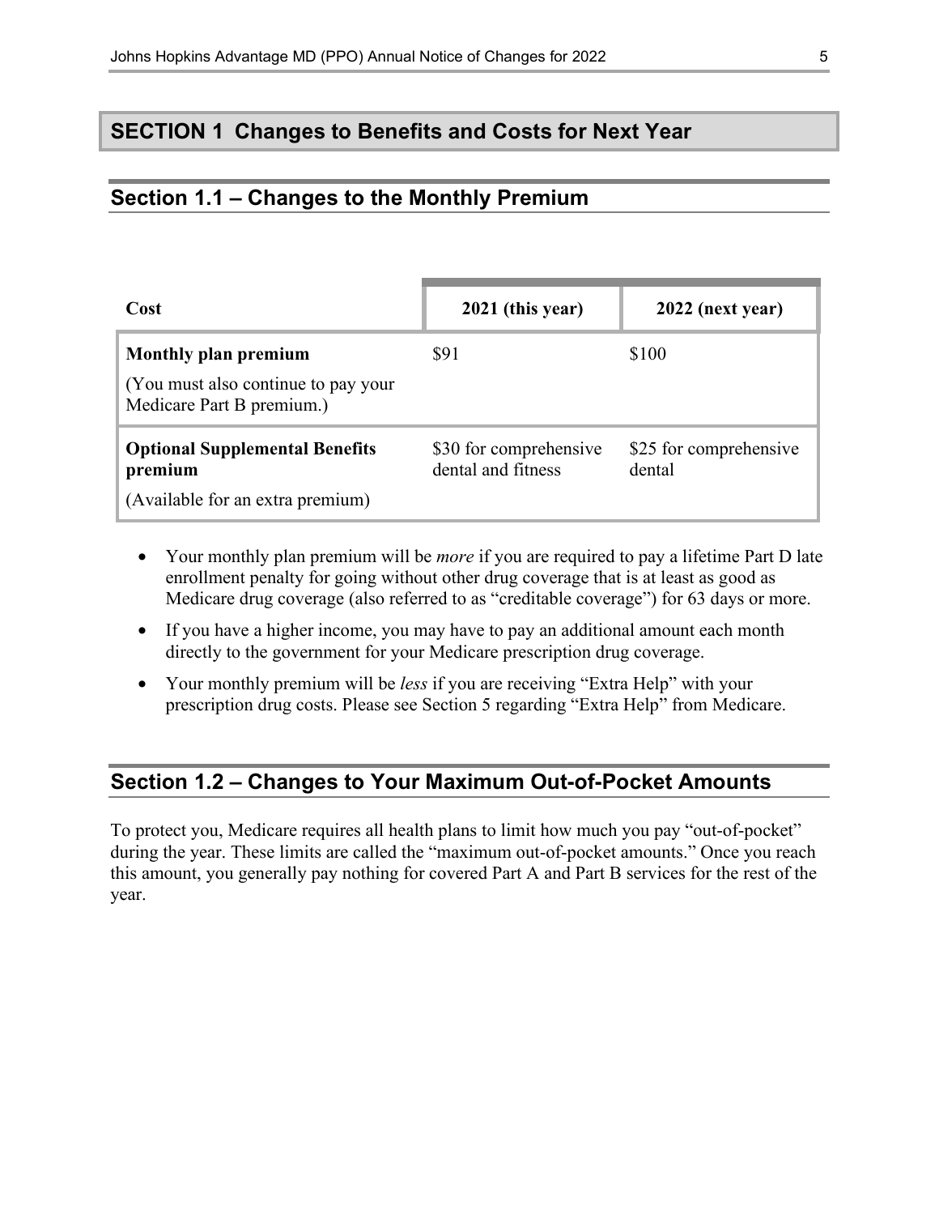# SECTION 1 Changes to Benefits and Costs for Next Year

## Section 1.1 – Changes to the Monthly Premium

| Cost | 2021 (this year) | 2022 (next year) |
|---|---|---|
| **Monthly plan premium**<br>(You must also continue to pay your Medicare Part B premium.) | $91 | $100 |
| **Optional Supplemental Benefits premium**<br>(Available for an extra premium) | $30 for comprehensive dental and fitness | $25 for comprehensive dental |

- Your monthly plan premium will be *more* if you are required to pay a lifetime Part D late enrollment penalty for going without other drug coverage that is at least as good as Medicare drug coverage (also referred to as "creditable coverage") for 63 days or more.
- If you have a higher income, you may have to pay an additional amount each month directly to the government for your Medicare prescription drug coverage.
- Your monthly premium will be *less* if you are receiving "Extra Help" with your prescription drug costs. Please see Section 5 regarding "Extra Help" from Medicare.

## Section 1.2 – Changes to Your Maximum Out-of-Pocket Amounts

To protect you, Medicare requires all health plans to limit how much you pay "out-of-pocket" during the year. These limits are called the "maximum out-of-pocket amounts." Once you reach this amount, you generally pay nothing for covered Part A and Part B services for the rest of the year.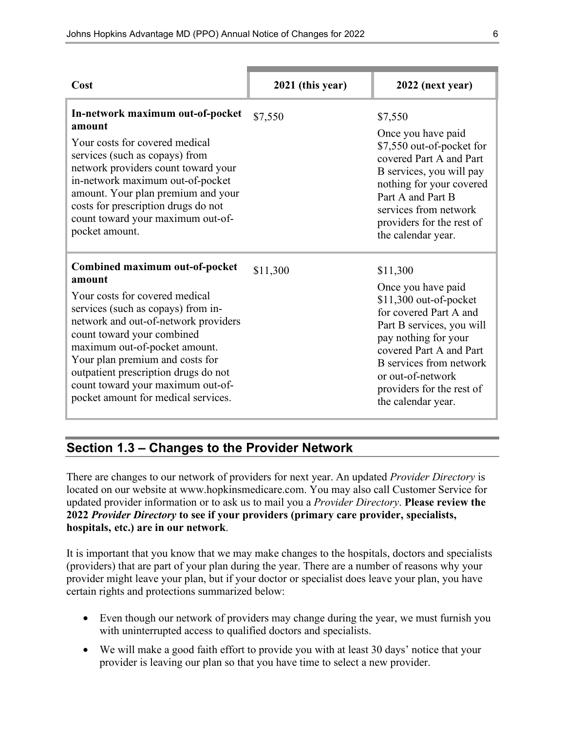| Cost | 2021 (this year) | 2022 (next year) |
| --- | --- | --- |
| **In-network maximum out-of-pocket amount**<br>Your costs for covered medical services (such as copays) from network providers count toward your in-network maximum out-of-pocket amount. Your plan premium and your costs for prescription drugs do not count toward your maximum out-of-pocket amount. | $7,550 | $7,550<br>Once you have paid $7,550 out-of-pocket for covered Part A and Part B services, you will pay nothing for your covered Part A and Part B services from network providers for the rest of the calendar year. |
| **Combined maximum out-of-pocket amount**<br>Your costs for covered medical services (such as copays) from in-network and out-of-network providers count toward your combined maximum out-of-pocket amount. Your plan premium and costs for outpatient prescription drugs do not count toward your maximum out-of-pocket amount for medical services. | $11,300 | $11,300<br>Once you have paid $11,300 out-of-pocket for covered Part A and Part B services, you will pay nothing for your covered Part A and Part B services from network or out-of-network providers for the rest of the calendar year. |

## Section 1.3 – Changes to the Provider Network

There are changes to our network of providers for next year. An updated *Provider Directory* is located on our website at www.hopkinsmedicare.com. You may also call Customer Service for updated provider information or to ask us to mail you a *Provider Directory*. **Please review the 2022 *Provider Directory* to see if your providers (primary care provider, specialists, hospitals, etc.) are in our network**.

It is important that you know that we may make changes to the hospitals, doctors and specialists (providers) that are part of your plan during the year. There are a number of reasons why your provider might leave your plan, but if your doctor or specialist does leave your plan, you have certain rights and protections summarized below:

- Even though our network of providers may change during the year, we must furnish you with uninterrupted access to qualified doctors and specialists.
- We will make a good faith effort to provide you with at least 30 days' notice that your provider is leaving our plan so that you have time to select a new provider.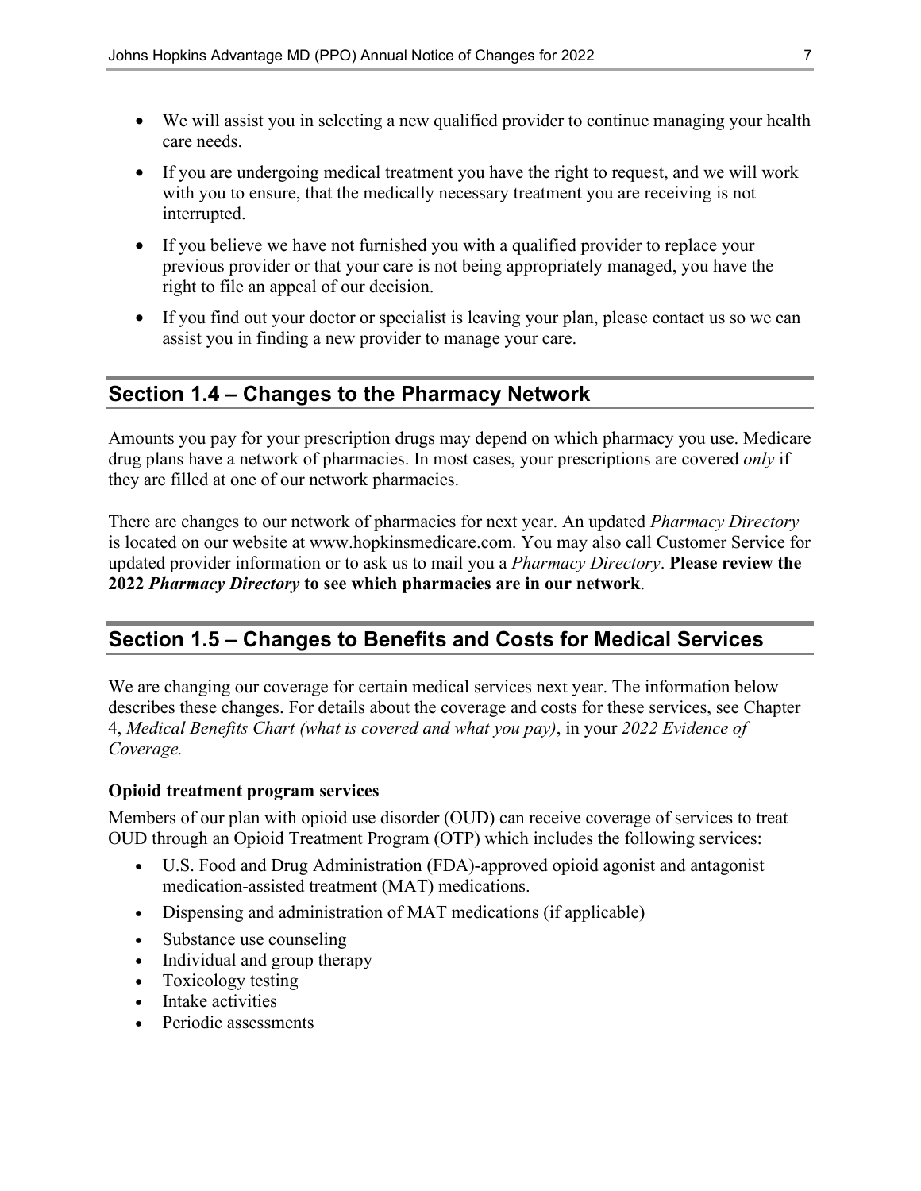- We will assist you in selecting a new qualified provider to continue managing your health care needs.
- If you are undergoing medical treatment you have the right to request, and we will work with you to ensure, that the medically necessary treatment you are receiving is not interrupted.
- If you believe we have not furnished you with a qualified provider to replace your previous provider or that your care is not being appropriately managed, you have the right to file an appeal of our decision.
- If you find out your doctor or specialist is leaving your plan, please contact us so we can assist you in finding a new provider to manage your care.

## Section 1.4 – Changes to the Pharmacy Network

Amounts you pay for your prescription drugs may depend on which pharmacy you use. Medicare drug plans have a network of pharmacies. In most cases, your prescriptions are covered *only* if they are filled at one of our network pharmacies.

There are changes to our network of pharmacies for next year. An updated *Pharmacy Directory* is located on our website at www.hopkinsmedicare.com. You may also call Customer Service for updated provider information or to ask us to mail you a *Pharmacy Directory*. **Please review the 2022 *Pharmacy Directory* to see which pharmacies are in our network**.

## Section 1.5 – Changes to Benefits and Costs for Medical Services

We are changing our coverage for certain medical services next year. The information below describes these changes. For details about the coverage and costs for these services, see Chapter 4, *Medical Benefits Chart (what is covered and what you pay)*, in your *2022 Evidence of Coverage.*

**Opioid treatment program services**

Members of our plan with opioid use disorder (OUD) can receive coverage of services to treat OUD through an Opioid Treatment Program (OTP) which includes the following services:

- U.S. Food and Drug Administration (FDA)-approved opioid agonist and antagonist medication-assisted treatment (MAT) medications.
- Dispensing and administration of MAT medications (if applicable)
- Substance use counseling
- Individual and group therapy
- Toxicology testing
- Intake activities
- Periodic assessments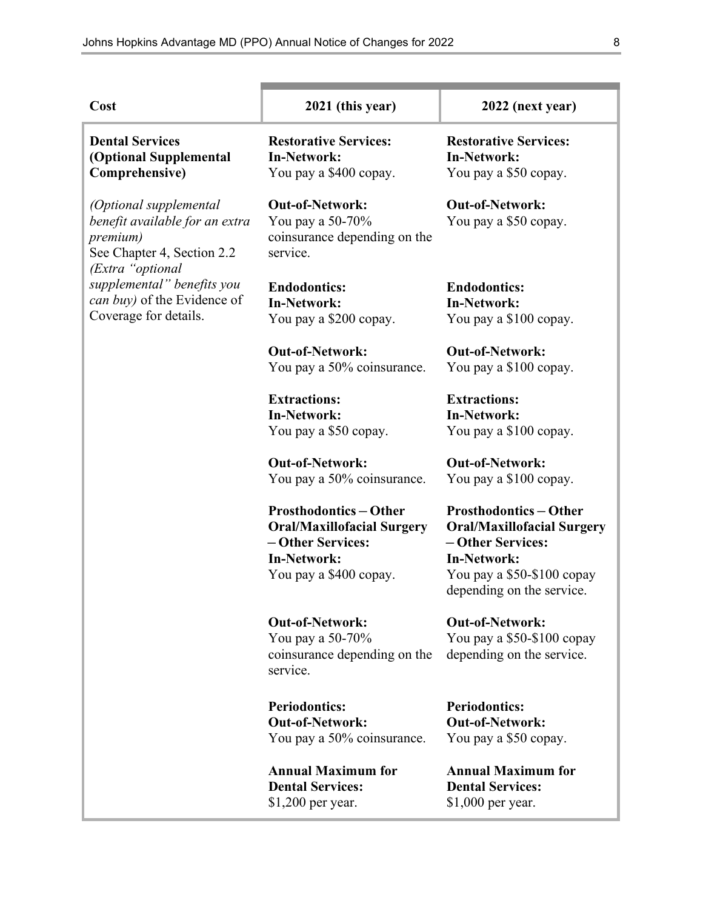| Cost | 2021 (this year) | 2022 (next year) |
|---|---|---|
| **Dental Services (Optional Supplemental Comprehensive)**<br><br>*(Optional supplemental benefit available for an extra premium)*<br>See Chapter 4, Section 2.2 *(Extra "optional supplemental" benefits you can buy)* of the Evidence of Coverage for details. | **Restorative Services:**<br>**In-Network:**<br>You pay a $400 copay.<br><br>**Out-of-Network:**<br>You pay a 50-70% coinsurance depending on the service.<br><br>**Endodontics:**<br>**In-Network:**<br>You pay a $200 copay.<br><br>**Out-of-Network:**<br>You pay a 50% coinsurance.<br><br>**Extractions:**<br>**In-Network:**<br>You pay a $50 copay.<br><br>**Out-of-Network:**<br>You pay a 50% coinsurance.<br><br>**Prosthodontics – Other Oral/Maxillofacial Surgery – Other Services:**<br>**In-Network:**<br>You pay a $400 copay.<br><br>**Out-of-Network:**<br>You pay a 50-70% coinsurance depending on the service.<br><br>**Periodontics:**<br>**Out-of-Network:**<br>You pay a 50% coinsurance.<br><br>**Annual Maximum for Dental Services:**<br>$1,200 per year. | **Restorative Services:**<br>**In-Network:**<br>You pay a $50 copay.<br><br>**Out-of-Network:**<br>You pay a $50 copay.<br><br>**Endodontics:**<br>**In-Network:**<br>You pay a $100 copay.<br><br>**Out-of-Network:**<br>You pay a $100 copay.<br><br>**Extractions:**<br>**In-Network:**<br>You pay a $100 copay.<br><br>**Out-of-Network:**<br>You pay a $100 copay.<br><br>**Prosthodontics – Other Oral/Maxillofacial Surgery – Other Services:**<br>**In-Network:**<br>You pay a $50-$100 copay depending on the service.<br><br>**Out-of-Network:**<br>You pay a $50-$100 copay depending on the service.<br><br>**Periodontics:**<br>**Out-of-Network:**<br>You pay a $50 copay.<br><br>**Annual Maximum for Dental Services:**<br>$1,000 per year. |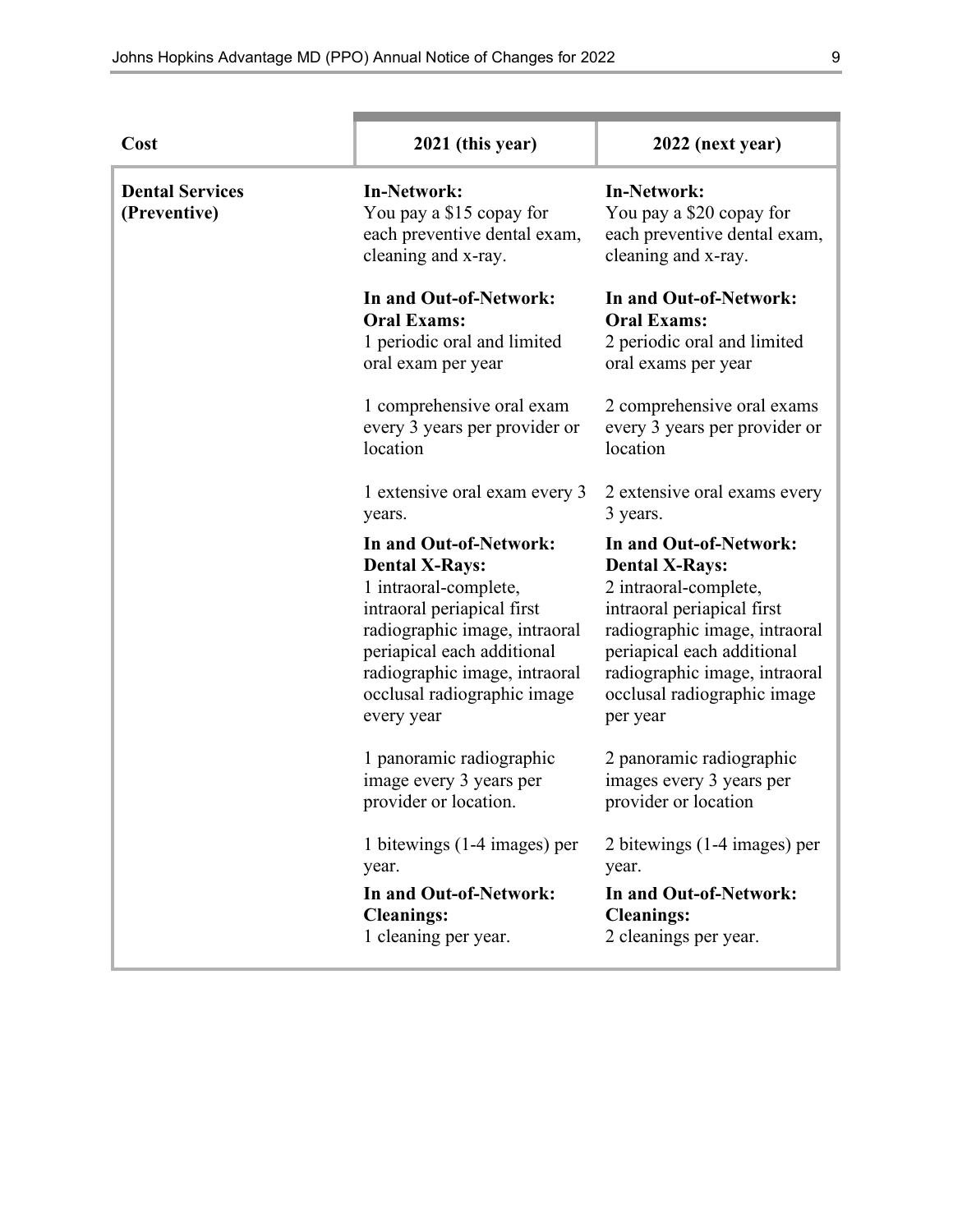| Cost | 2021 (this year) | 2022 (next year) |
|---|---|---|
| **Dental Services (Preventive)** | **In-Network:**<br>You pay a $15 copay for each preventive dental exam, cleaning and x-ray.<br><br>**In and Out-of-Network: Oral Exams:**<br>1 periodic oral and limited oral exam per year<br><br>1 comprehensive oral exam every 3 years per provider or location<br><br>1 extensive oral exam every 3 years.<br><br>**In and Out-of-Network: Dental X-Rays:**<br>1 intraoral-complete, intraoral periapical first radiographic image, intraoral periapical each additional radiographic image, intraoral occlusal radiographic image every year<br><br>1 panoramic radiographic image every 3 years per provider or location.<br><br>1 bitewings (1-4 images) per year.<br><br>**In and Out-of-Network: Cleanings:**<br>1 cleaning per year. | **In-Network:**<br>You pay a $20 copay for each preventive dental exam, cleaning and x-ray.<br><br>**In and Out-of-Network: Oral Exams:**<br>2 periodic oral and limited oral exams per year<br><br>2 comprehensive oral exams every 3 years per provider or location<br><br>2 extensive oral exams every 3 years.<br><br>**In and Out-of-Network: Dental X-Rays:**<br>2 intraoral-complete, intraoral periapical first radiographic image, intraoral periapical each additional radiographic image, intraoral occlusal radiographic image per year<br><br>2 panoramic radiographic images every 3 years per provider or location<br><br>2 bitewings (1-4 images) per year.<br><br>**In and Out-of-Network: Cleanings:**<br>2 cleanings per year. |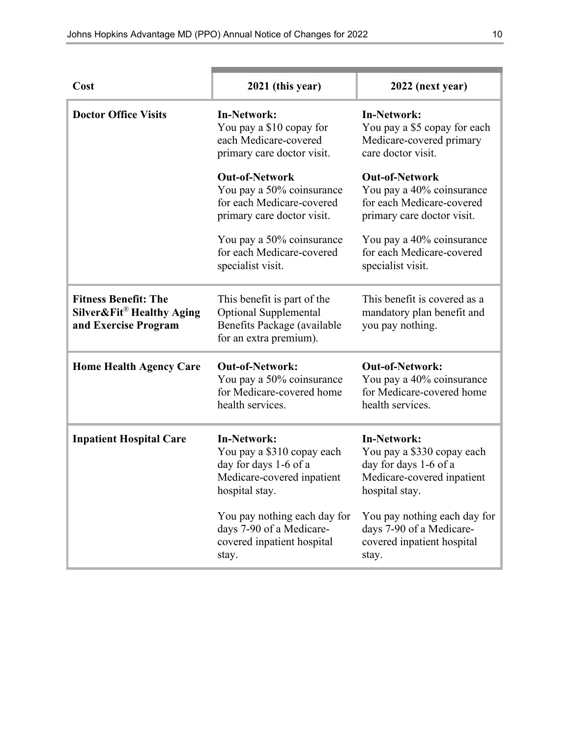| Cost | 2021 (this year) | 2022 (next year) |
|---|---|---|
| **Doctor Office Visits** | **In-Network:**<br>You pay a $10 copay for each Medicare-covered primary care doctor visit.<br><br>**Out-of-Network**<br>You pay a 50% coinsurance for each Medicare-covered primary care doctor visit.<br><br>You pay a 50% coinsurance for each Medicare-covered specialist visit. | **In-Network:**<br>You pay a $5 copay for each Medicare-covered primary care doctor visit.<br><br>**Out-of-Network**<br>You pay a 40% coinsurance for each Medicare-covered primary care doctor visit.<br><br>You pay a 40% coinsurance for each Medicare-covered specialist visit. |
| **Fitness Benefit: The Silver&Fit® Healthy Aging and Exercise Program** | This benefit is part of the Optional Supplemental Benefits Package (available for an extra premium). | This benefit is covered as a mandatory plan benefit and you pay nothing. |
| **Home Health Agency Care** | **Out-of-Network:**<br>You pay a 50% coinsurance for Medicare-covered home health services. | **Out-of-Network:**<br>You pay a 40% coinsurance for Medicare-covered home health services. |
| **Inpatient Hospital Care** | **In-Network:**<br>You pay a $310 copay each day for days 1-6 of a Medicare-covered inpatient hospital stay.<br><br>You pay nothing each day for days 7-90 of a Medicare-covered inpatient hospital stay. | **In-Network:**<br>You pay a $330 copay each day for days 1-6 of a Medicare-covered inpatient hospital stay.<br><br>You pay nothing each day for days 7-90 of a Medicare-covered inpatient hospital stay. |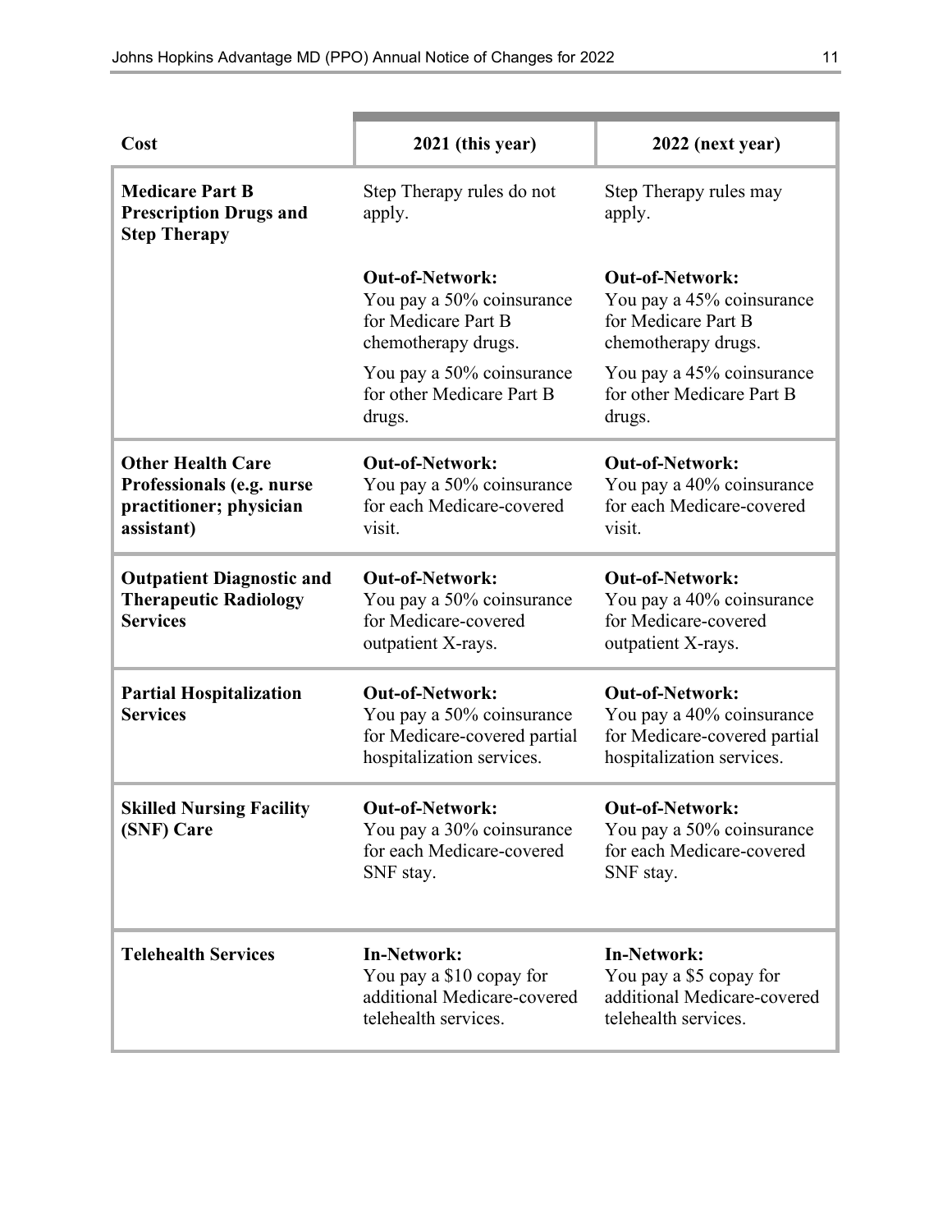| Cost | 2021 (this year) | 2022 (next year) |
|---|---|---|
| **Medicare Part B Prescription Drugs and Step Therapy** | Step Therapy rules do not apply. | Step Therapy rules may apply. |
| | **Out-of-Network:**<br>You pay a 50% coinsurance for Medicare Part B chemotherapy drugs.<br>You pay a 50% coinsurance for other Medicare Part B drugs. | **Out-of-Network:**<br>You pay a 45% coinsurance for Medicare Part B chemotherapy drugs.<br>You pay a 45% coinsurance for other Medicare Part B drugs. |
| **Other Health Care Professionals (e.g. nurse practitioner; physician assistant)** | **Out-of-Network:**<br>You pay a 50% coinsurance for each Medicare-covered visit. | **Out-of-Network:**<br>You pay a 40% coinsurance for each Medicare-covered visit. |
| **Outpatient Diagnostic and Therapeutic Radiology Services** | **Out-of-Network:**<br>You pay a 50% coinsurance for Medicare-covered outpatient X-rays. | **Out-of-Network:**<br>You pay a 40% coinsurance for Medicare-covered outpatient X-rays. |
| **Partial Hospitalization Services** | **Out-of-Network:**<br>You pay a 50% coinsurance for Medicare-covered partial hospitalization services. | **Out-of-Network:**<br>You pay a 40% coinsurance for Medicare-covered partial hospitalization services. |
| **Skilled Nursing Facility (SNF) Care** | **Out-of-Network:**<br>You pay a 30% coinsurance for each Medicare-covered SNF stay. | **Out-of-Network:**<br>You pay a 50% coinsurance for each Medicare-covered SNF stay. |
| **Telehealth Services** | **In-Network:**<br>You pay a $10 copay for additional Medicare-covered telehealth services. | **In-Network:**<br>You pay a $5 copay for additional Medicare-covered telehealth services. |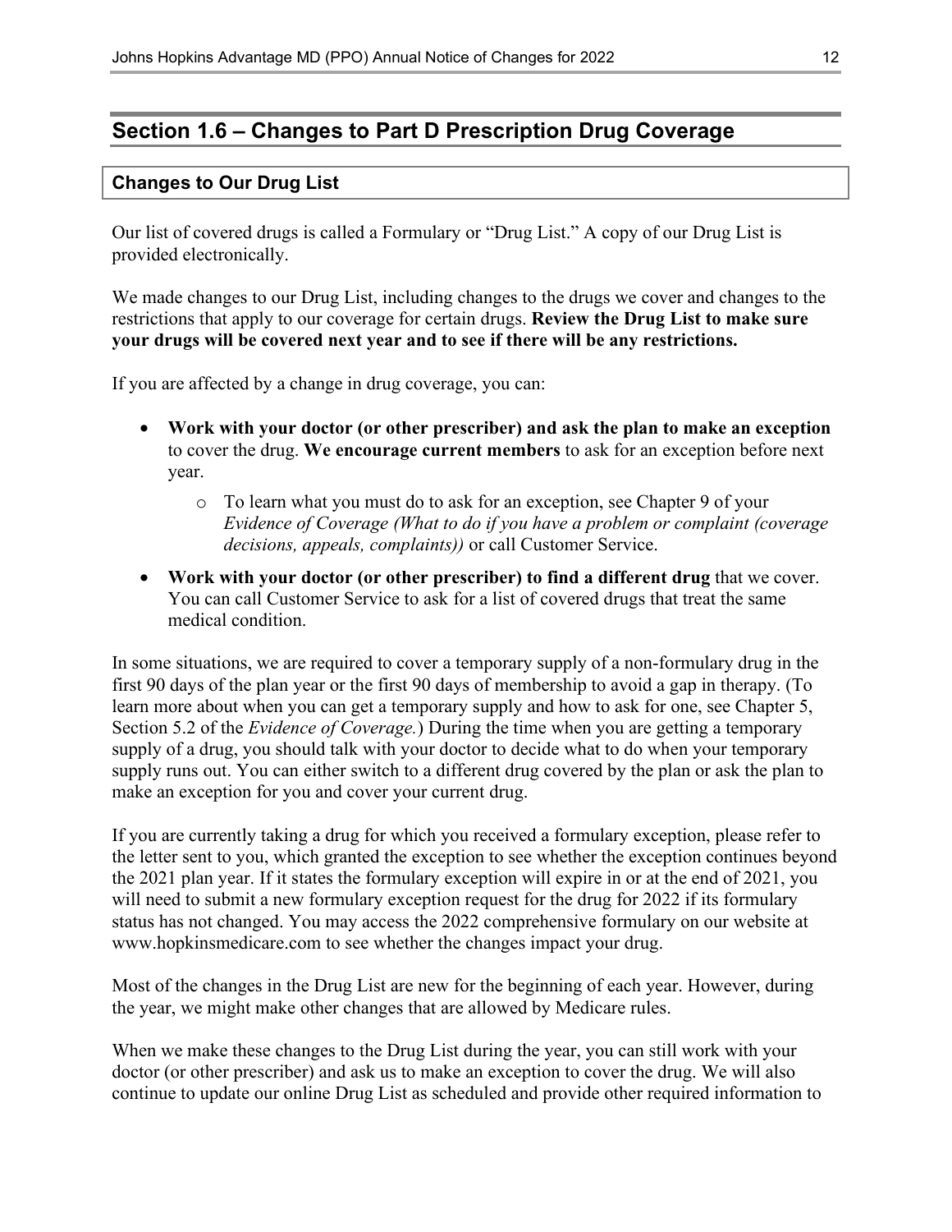## Section 1.6 – Changes to Part D Prescription Drug Coverage

### Changes to Our Drug List

Our list of covered drugs is called a Formulary or "Drug List." A copy of our Drug List is provided electronically.

We made changes to our Drug List, including changes to the drugs we cover and changes to the restrictions that apply to our coverage for certain drugs. **Review the Drug List to make sure your drugs will be covered next year and to see if there will be any restrictions.**

If you are affected by a change in drug coverage, you can:

- **Work with your doctor (or other prescriber) and ask the plan to make an exception** to cover the drug. **We encourage current members** to ask for an exception before next year.
  - To learn what you must do to ask for an exception, see Chapter 9 of your *Evidence of Coverage (What to do if you have a problem or complaint (coverage decisions, appeals, complaints))* or call Customer Service.
- **Work with your doctor (or other prescriber) to find a different drug** that we cover. You can call Customer Service to ask for a list of covered drugs that treat the same medical condition.

In some situations, we are required to cover a temporary supply of a non-formulary drug in the first 90 days of the plan year or the first 90 days of membership to avoid a gap in therapy. (To learn more about when you can get a temporary supply and how to ask for one, see Chapter 5, Section 5.2 of the *Evidence of Coverage.*) During the time when you are getting a temporary supply of a drug, you should talk with your doctor to decide what to do when your temporary supply runs out. You can either switch to a different drug covered by the plan or ask the plan to make an exception for you and cover your current drug.

If you are currently taking a drug for which you received a formulary exception, please refer to the letter sent to you, which granted the exception to see whether the exception continues beyond the 2021 plan year. If it states the formulary exception will expire in or at the end of 2021, you will need to submit a new formulary exception request for the drug for 2022 if its formulary status has not changed. You may access the 2022 comprehensive formulary on our website at www.hopkinsmedicare.com to see whether the changes impact your drug.

Most of the changes in the Drug List are new for the beginning of each year. However, during the year, we might make other changes that are allowed by Medicare rules.

When we make these changes to the Drug List during the year, you can still work with your doctor (or other prescriber) and ask us to make an exception to cover the drug. We will also continue to update our online Drug List as scheduled and provide other required information to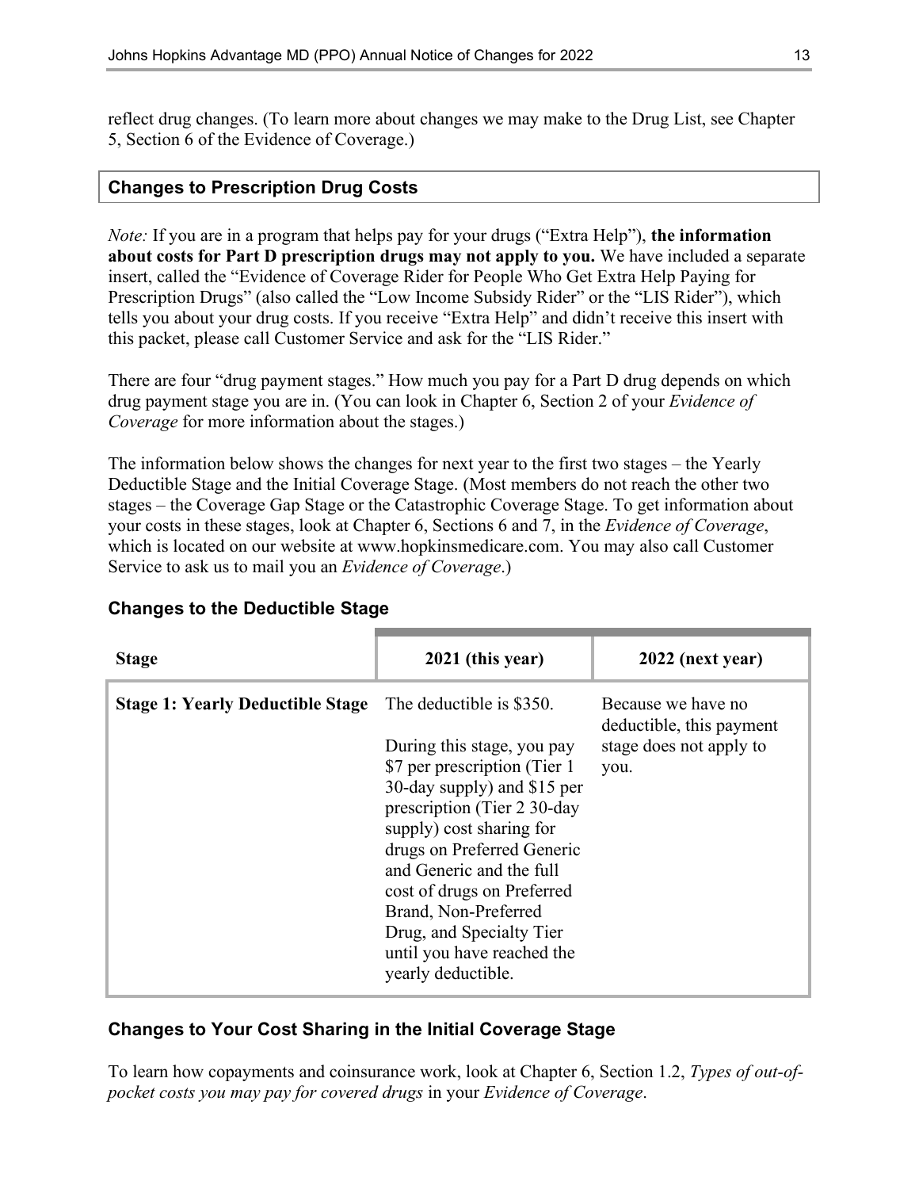reflect drug changes. (To learn more about changes we may make to the Drug List, see Chapter 5, Section 6 of the Evidence of Coverage.)

## Changes to Prescription Drug Costs

*Note:* If you are in a program that helps pay for your drugs ("Extra Help"), **the information about costs for Part D prescription drugs may not apply to you.** We have included a separate insert, called the "Evidence of Coverage Rider for People Who Get Extra Help Paying for Prescription Drugs" (also called the "Low Income Subsidy Rider" or the "LIS Rider"), which tells you about your drug costs. If you receive "Extra Help" and didn't receive this insert with this packet, please call Customer Service and ask for the "LIS Rider."

There are four "drug payment stages." How much you pay for a Part D drug depends on which drug payment stage you are in. (You can look in Chapter 6, Section 2 of your *Evidence of Coverage* for more information about the stages.)

The information below shows the changes for next year to the first two stages – the Yearly Deductible Stage and the Initial Coverage Stage. (Most members do not reach the other two stages – the Coverage Gap Stage or the Catastrophic Coverage Stage. To get information about your costs in these stages, look at Chapter 6, Sections 6 and 7, in the *Evidence of Coverage*, which is located on our website at www.hopkinsmedicare.com. You may also call Customer Service to ask us to mail you an *Evidence of Coverage*.)

### Changes to the Deductible Stage

| Stage | 2021 (this year) | 2022 (next year) |
|---|---|---|
| **Stage 1: Yearly Deductible Stage** | The deductible is $350.<br><br>During this stage, you pay $7 per prescription (Tier 1 30-day supply) and $15 per prescription (Tier 2 30-day supply) cost sharing for drugs on Preferred Generic and Generic and the full cost of drugs on Preferred Brand, Non-Preferred Drug, and Specialty Tier until you have reached the yearly deductible. | Because we have no deductible, this payment stage does not apply to you. |

### Changes to Your Cost Sharing in the Initial Coverage Stage

To learn how copayments and coinsurance work, look at Chapter 6, Section 1.2, *Types of out-of-pocket costs you may pay for covered drugs* in your *Evidence of Coverage*.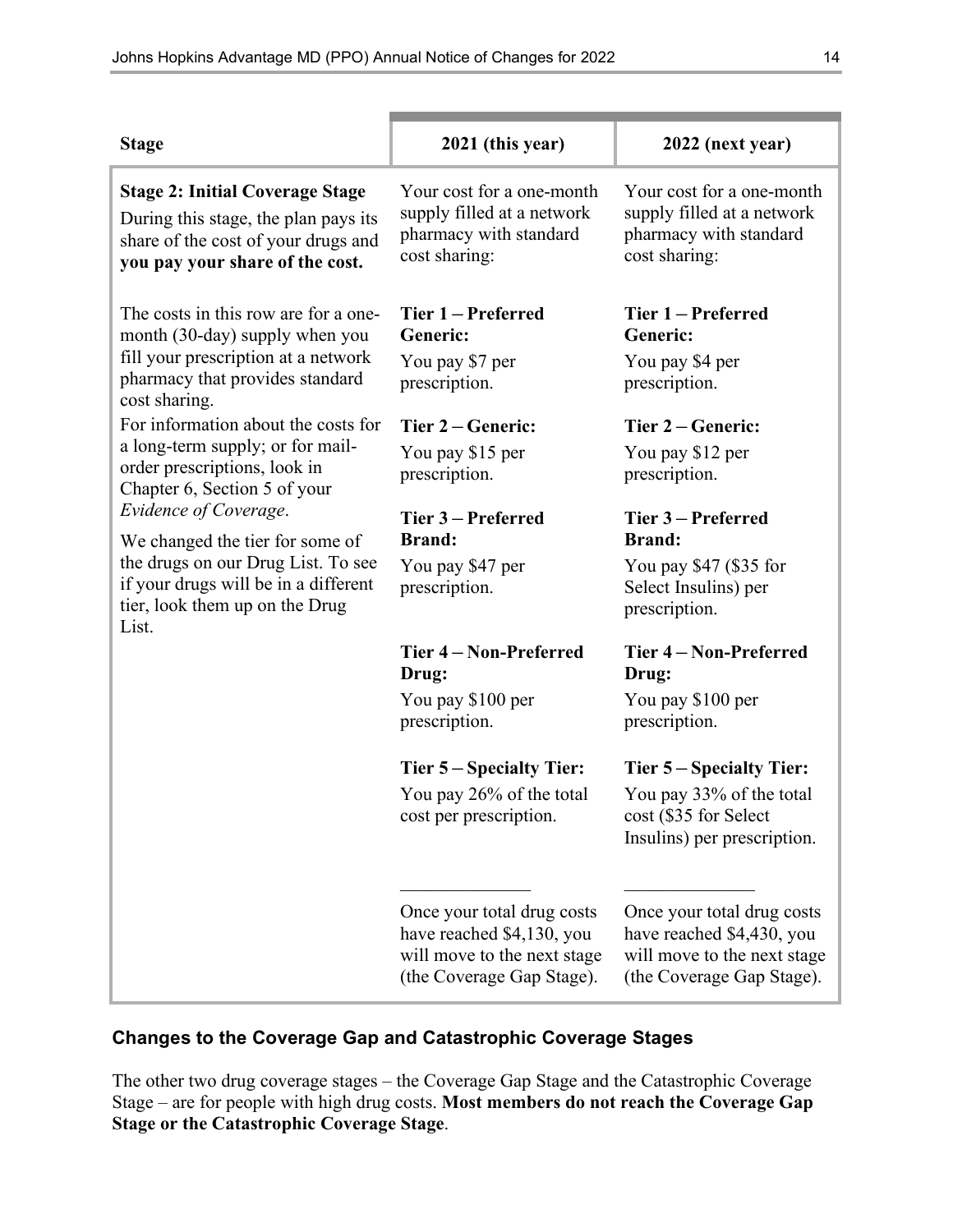| Stage | 2021 (this year) | 2022 (next year) |
|---|---|---|
| **Stage 2: Initial Coverage Stage**<br>During this stage, the plan pays its share of the cost of your drugs and **you pay your share of the cost.**<br><br>The costs in this row are for a one-month (30-day) supply when you fill your prescription at a network pharmacy that provides standard cost sharing.<br>For information about the costs for a long-term supply; or for mail-order prescriptions, look in Chapter 6, Section 5 of your *Evidence of Coverage*.<br>We changed the tier for some of the drugs on our Drug List. To see if your drugs will be in a different tier, look them up on the Drug List. | Your cost for a one-month supply filled at a network pharmacy with standard cost sharing:<br><br>**Tier 1 – Preferred Generic:**<br>You pay $7 per prescription.<br><br>**Tier 2 – Generic:**<br>You pay $15 per prescription.<br><br>**Tier 3 – Preferred Brand:**<br>You pay $47 per prescription.<br><br>**Tier 4 – Non-Preferred Drug:**<br>You pay $100 per prescription.<br><br>**Tier 5 – Specialty Tier:**<br>You pay 26% of the total cost per prescription.<br><br>______________<br>Once your total drug costs have reached $4,130, you will move to the next stage (the Coverage Gap Stage). | Your cost for a one-month supply filled at a network pharmacy with standard cost sharing:<br><br>**Tier 1 – Preferred Generic:**<br>You pay $4 per prescription.<br><br>**Tier 2 – Generic:**<br>You pay $12 per prescription.<br><br>**Tier 3 – Preferred Brand:**<br>You pay $47 ($35 for Select Insulins) per prescription.<br><br>**Tier 4 – Non-Preferred Drug:**<br>You pay $100 per prescription.<br><br>**Tier 5 – Specialty Tier:**<br>You pay 33% of the total cost ($35 for Select Insulins) per prescription.<br><br>______________<br>Once your total drug costs have reached $4,430, you will move to the next stage (the Coverage Gap Stage). |

### Changes to the Coverage Gap and Catastrophic Coverage Stages

The other two drug coverage stages – the Coverage Gap Stage and the Catastrophic Coverage Stage – are for people with high drug costs. **Most members do not reach the Coverage Gap Stage or the Catastrophic Coverage Stage**.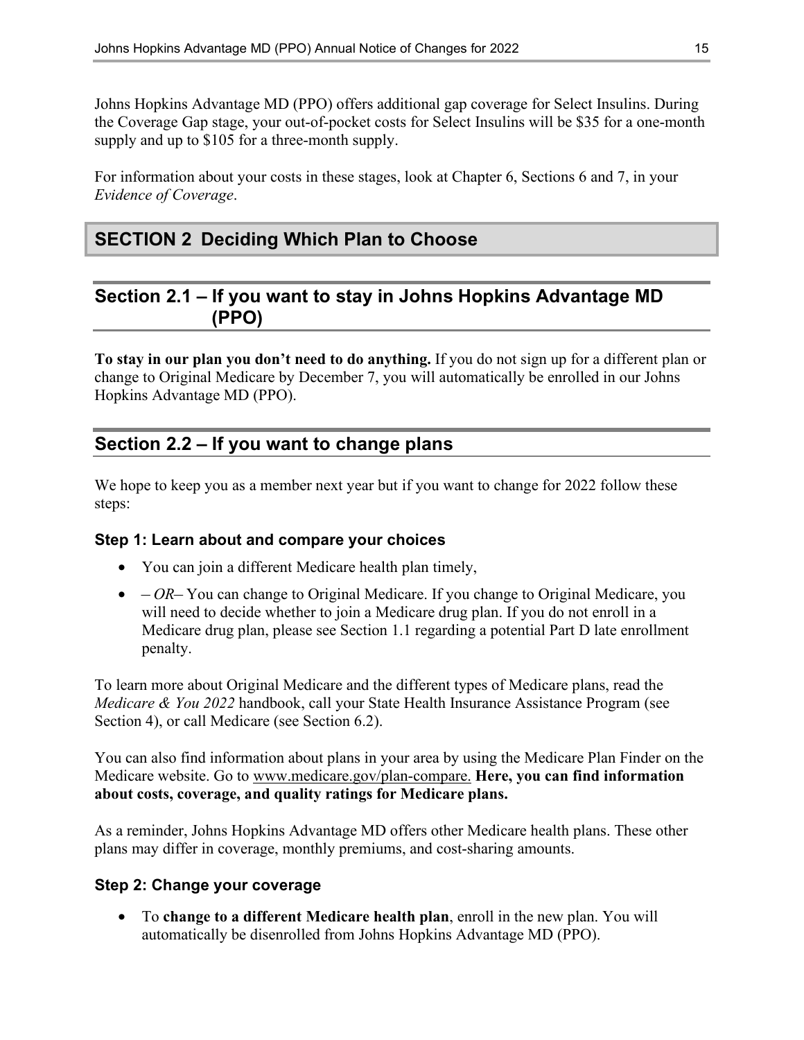Johns Hopkins Advantage MD (PPO) offers additional gap coverage for Select Insulins. During the Coverage Gap stage, your out-of-pocket costs for Select Insulins will be $35 for a one-month supply and up to $105 for a three-month supply.

For information about your costs in these stages, look at Chapter 6, Sections 6 and 7, in your *Evidence of Coverage*.

# SECTION 2 Deciding Which Plan to Choose

## Section 2.1 – If you want to stay in Johns Hopkins Advantage MD (PPO)

**To stay in our plan you don't need to do anything.** If you do not sign up for a different plan or change to Original Medicare by December 7, you will automatically be enrolled in our Johns Hopkins Advantage MD (PPO).

## Section 2.2 – If you want to change plans

We hope to keep you as a member next year but if you want to change for 2022 follow these steps:

### Step 1: Learn about and compare your choices

- You can join a different Medicare health plan timely,
- *– OR–* You can change to Original Medicare. If you change to Original Medicare, you will need to decide whether to join a Medicare drug plan. If you do not enroll in a Medicare drug plan, please see Section 1.1 regarding a potential Part D late enrollment penalty.

To learn more about Original Medicare and the different types of Medicare plans, read the *Medicare & You 2022* handbook, call your State Health Insurance Assistance Program (see Section 4), or call Medicare (see Section 6.2).

You can also find information about plans in your area by using the Medicare Plan Finder on the Medicare website. Go to www.medicare.gov/plan-compare. **Here, you can find information about costs, coverage, and quality ratings for Medicare plans.**

As a reminder, Johns Hopkins Advantage MD offers other Medicare health plans. These other plans may differ in coverage, monthly premiums, and cost-sharing amounts.

### Step 2: Change your coverage

- To **change to a different Medicare health plan**, enroll in the new plan. You will automatically be disenrolled from Johns Hopkins Advantage MD (PPO).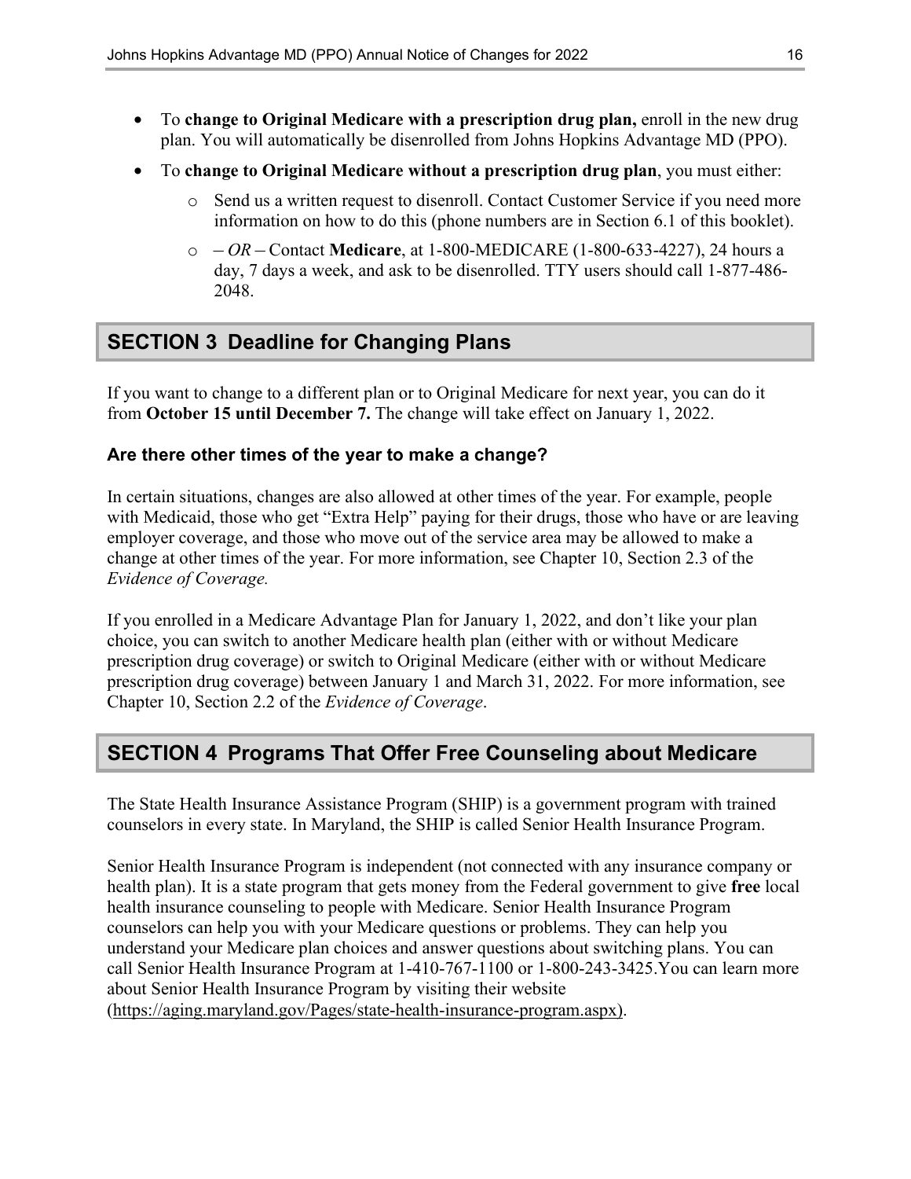- To **change to Original Medicare with a prescription drug plan,** enroll in the new drug plan. You will automatically be disenrolled from Johns Hopkins Advantage MD (PPO).
- To **change to Original Medicare without a prescription drug plan**, you must either:
  - Send us a written request to disenroll. Contact Customer Service if you need more information on how to do this (phone numbers are in Section 6.1 of this booklet).
  - *– OR –* Contact **Medicare**, at 1-800-MEDICARE (1-800-633-4227), 24 hours a day, 7 days a week, and ask to be disenrolled. TTY users should call 1-877-486-2048.

## SECTION 3 Deadline for Changing Plans

If you want to change to a different plan or to Original Medicare for next year, you can do it from **October 15 until December 7.** The change will take effect on January 1, 2022.

### Are there other times of the year to make a change?

In certain situations, changes are also allowed at other times of the year. For example, people with Medicaid, those who get "Extra Help" paying for their drugs, those who have or are leaving employer coverage, and those who move out of the service area may be allowed to make a change at other times of the year. For more information, see Chapter 10, Section 2.3 of the *Evidence of Coverage.*

If you enrolled in a Medicare Advantage Plan for January 1, 2022, and don't like your plan choice, you can switch to another Medicare health plan (either with or without Medicare prescription drug coverage) or switch to Original Medicare (either with or without Medicare prescription drug coverage) between January 1 and March 31, 2022. For more information, see Chapter 10, Section 2.2 of the *Evidence of Coverage*.

## SECTION 4 Programs That Offer Free Counseling about Medicare

The State Health Insurance Assistance Program (SHIP) is a government program with trained counselors in every state. In Maryland, the SHIP is called Senior Health Insurance Program.

Senior Health Insurance Program is independent (not connected with any insurance company or health plan). It is a state program that gets money from the Federal government to give **free** local health insurance counseling to people with Medicare. Senior Health Insurance Program counselors can help you with your Medicare questions or problems. They can help you understand your Medicare plan choices and answer questions about switching plans. You can call Senior Health Insurance Program at 1-410-767-1100 or 1-800-243-3425.You can learn more about Senior Health Insurance Program by visiting their website (https://aging.maryland.gov/Pages/state-health-insurance-program.aspx).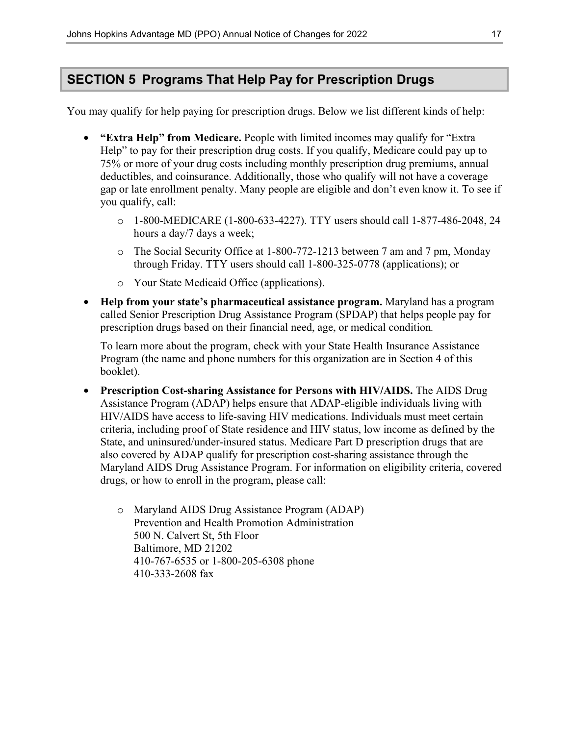## SECTION 5 Programs That Help Pay for Prescription Drugs

You may qualify for help paying for prescription drugs. Below we list different kinds of help:

- **"Extra Help" from Medicare.** People with limited incomes may qualify for "Extra Help" to pay for their prescription drug costs. If you qualify, Medicare could pay up to 75% or more of your drug costs including monthly prescription drug premiums, annual deductibles, and coinsurance. Additionally, those who qualify will not have a coverage gap or late enrollment penalty. Many people are eligible and don't even know it. To see if you qualify, call:
  - 1-800-MEDICARE (1-800-633-4227). TTY users should call 1-877-486-2048, 24 hours a day/7 days a week;
  - The Social Security Office at 1-800-772-1213 between 7 am and 7 pm, Monday through Friday. TTY users should call 1-800-325-0778 (applications); or
  - Your State Medicaid Office (applications).
- **Help from your state's pharmaceutical assistance program.** Maryland has a program called Senior Prescription Drug Assistance Program (SPDAP) that helps people pay for prescription drugs based on their financial need, age, or medical condition.

  To learn more about the program, check with your State Health Insurance Assistance Program (the name and phone numbers for this organization are in Section 4 of this booklet).
- **Prescription Cost-sharing Assistance for Persons with HIV/AIDS.** The AIDS Drug Assistance Program (ADAP) helps ensure that ADAP-eligible individuals living with HIV/AIDS have access to life-saving HIV medications. Individuals must meet certain criteria, including proof of State residence and HIV status, low income as defined by the State, and uninsured/under-insured status. Medicare Part D prescription drugs that are also covered by ADAP qualify for prescription cost-sharing assistance through the Maryland AIDS Drug Assistance Program. For information on eligibility criteria, covered drugs, or how to enroll in the program, please call:
  - Maryland AIDS Drug Assistance Program (ADAP)  
    Prevention and Health Promotion Administration  
    500 N. Calvert St, 5th Floor  
    Baltimore, MD 21202  
    410-767-6535 or 1-800-205-6308 phone  
    410-333-2608 fax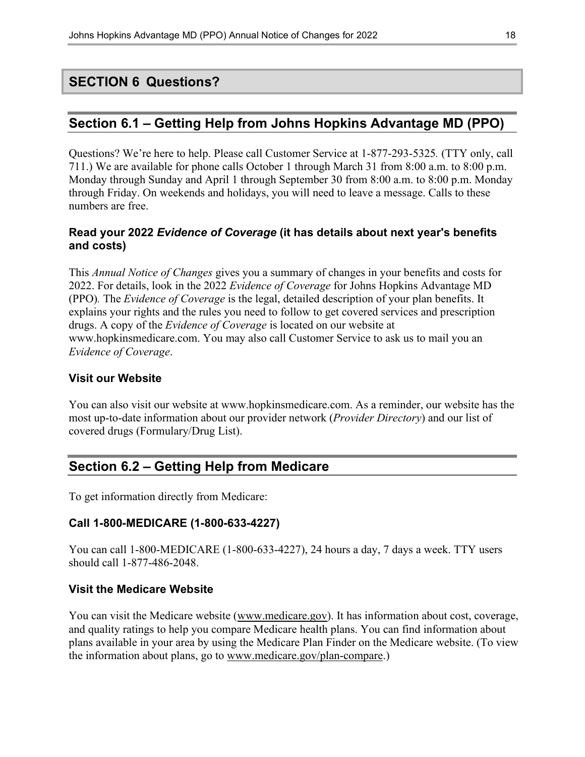## SECTION 6 Questions?

### Section 6.1 – Getting Help from Johns Hopkins Advantage MD (PPO)

Questions? We're here to help. Please call Customer Service at 1-877-293-5325. (TTY only, call 711.) We are available for phone calls October 1 through March 31 from 8:00 a.m. to 8:00 p.m. Monday through Sunday and April 1 through September 30 from 8:00 a.m. to 8:00 p.m. Monday through Friday. On weekends and holidays, you will need to leave a message. Calls to these numbers are free.

#### Read your 2022 *Evidence of Coverage* (it has details about next year's benefits and costs)

This *Annual Notice of Changes* gives you a summary of changes in your benefits and costs for 2022. For details, look in the 2022 *Evidence of Coverage* for Johns Hopkins Advantage MD (PPO). The *Evidence of Coverage* is the legal, detailed description of your plan benefits. It explains your rights and the rules you need to follow to get covered services and prescription drugs. A copy of the *Evidence of Coverage* is located on our website at www.hopkinsmedicare.com. You may also call Customer Service to ask us to mail you an *Evidence of Coverage*.

#### Visit our Website

You can also visit our website at www.hopkinsmedicare.com. As a reminder, our website has the most up-to-date information about our provider network (*Provider Directory*) and our list of covered drugs (Formulary/Drug List).

### Section 6.2 – Getting Help from Medicare

To get information directly from Medicare:

#### Call 1-800-MEDICARE (1-800-633-4227)

You can call 1-800-MEDICARE (1-800-633-4227), 24 hours a day, 7 days a week. TTY users should call 1-877-486-2048.

#### Visit the Medicare Website

You can visit the Medicare website (www.medicare.gov). It has information about cost, coverage, and quality ratings to help you compare Medicare health plans. You can find information about plans available in your area by using the Medicare Plan Finder on the Medicare website. (To view the information about plans, go to www.medicare.gov/plan-compare.)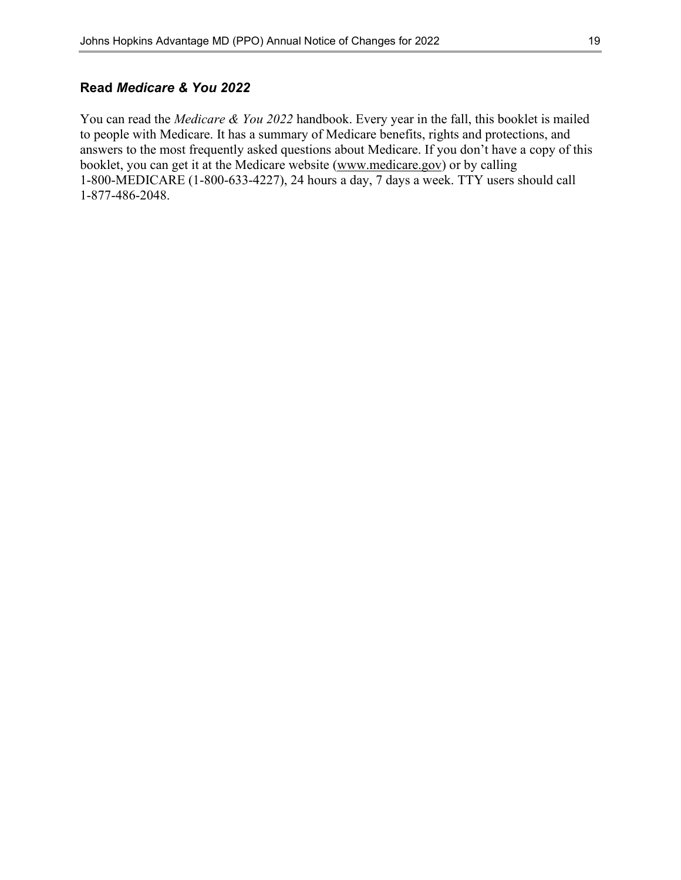### Read *Medicare & You 2022*

You can read the *Medicare & You 2022* handbook. Every year in the fall, this booklet is mailed to people with Medicare. It has a summary of Medicare benefits, rights and protections, and answers to the most frequently asked questions about Medicare. If you don't have a copy of this booklet, you can get it at the Medicare website (www.medicare.gov) or by calling 1-800-MEDICARE (1-800-633-4227), 24 hours a day, 7 days a week. TTY users should call 1-877-486-2048.